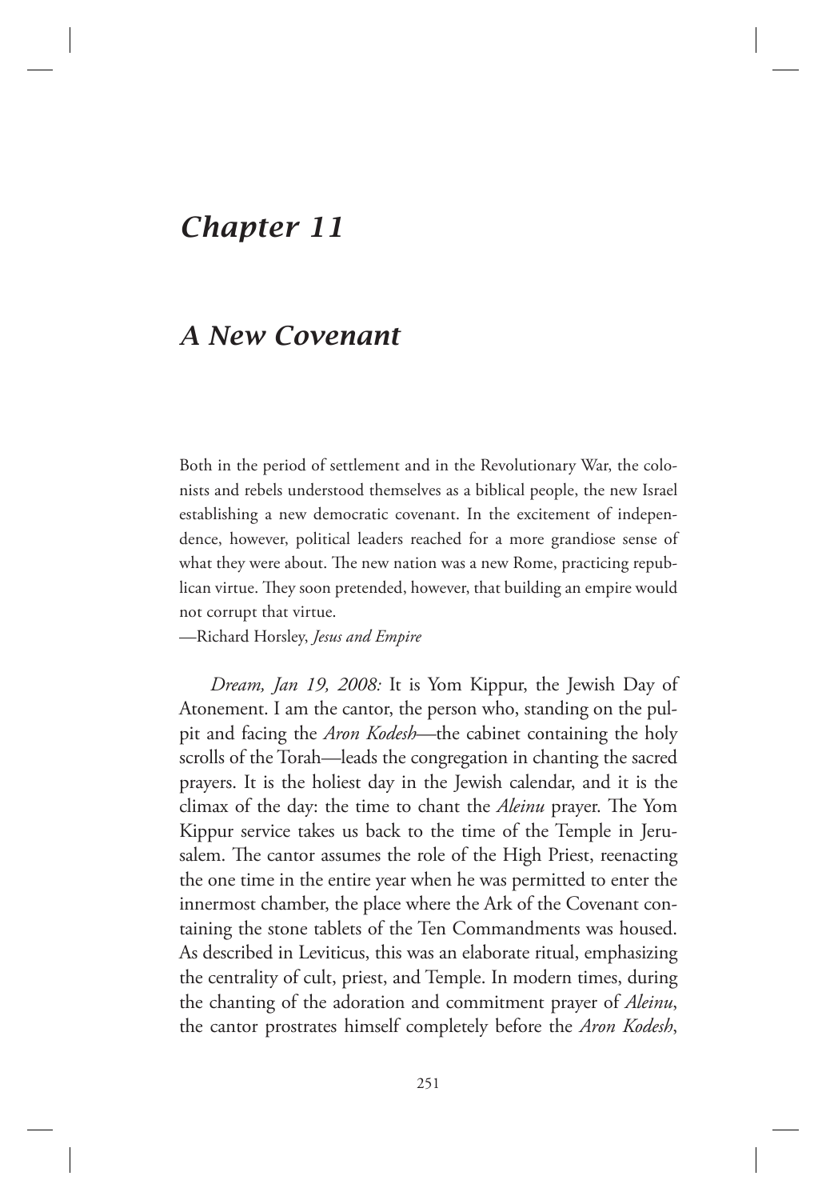# Chapter 11

## A New Covenant

Both in the period of settlement and in the Revolutionary War, the colonists and rebels understood themselves as a biblical people, the new Israel establishing a new democratic covenant. In the excitement of independence, however, political leaders reached for a more grandiose sense of what they were about. The new nation was a new Rome, practicing republican virtue. They soon pretended, however, that building an empire would not corrupt that virtue.

—Richard Horsley, *Jesus and Empire*

*Dream, Jan 19, 2008:* It is Yom Kippur, the Jewish Day of Atonement. I am the cantor, the person who, standing on the pulpit and facing the *Aron Kodesh*—the cabinet containing the holy scrolls of the Torah—leads the congregation in chanting the sacred prayers. It is the holiest day in the Jewish calendar, and it is the climax of the day: the time to chant the *Aleinu* prayer. The Yom Kippur service takes us back to the time of the Temple in Jerusalem. The cantor assumes the role of the High Priest, reenacting the one time in the entire year when he was permitted to enter the innermost chamber, the place where the Ark of the Covenant containing the stone tablets of the Ten Commandments was housed. As described in Leviticus, this was an elaborate ritual, emphasizing the centrality of cult, priest, and Temple. In modern times, during the chanting of the adoration and commitment prayer of *Aleinu*, the cantor prostrates himself completely before the *Aron Kodesh*,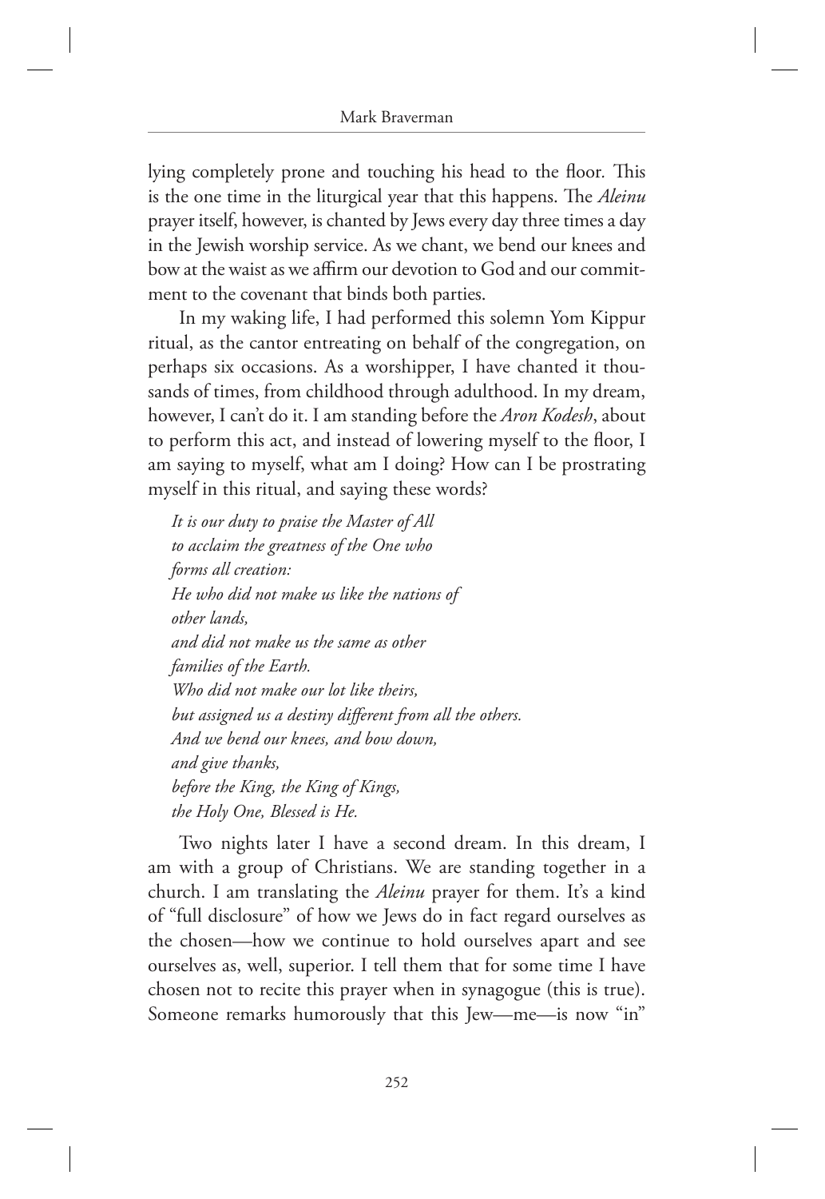lying completely prone and touching his head to the floor. This is the one time in the liturgical year that this happens. The *Aleinu* prayer itself, however, is chanted by Jews every day three times a day in the Jewish worship service. As we chant, we bend our knees and bow at the waist as we affirm our devotion to God and our commitment to the covenant that binds both parties.

In my waking life, I had performed this solemn Yom Kippur ritual, as the cantor entreating on behalf of the congregation, on perhaps six occasions. As a worshipper, I have chanted it thousands of times, from childhood through adulthood. In my dream, however, I can't do it. I am standing before the *Aron Kodesh*, about to perform this act, and instead of lowering myself to the floor, I am saying to myself, what am I doing? How can I be prostrating myself in this ritual, and saying these words?

> *It is our duty to praise the Master of All*
> *to acclaim the greatness of the One who*
> *forms all creation:*
> *He who did not make us like the nations of*
> *other lands,*
> *and did not make us the same as other*
> *families of the Earth.*
> *Who did not make our lot like theirs,*
> *but assigned us a destiny different from all the others.*
> *And we bend our knees, and bow down,*
> *and give thanks,*
> *before the King, the King of Kings,*
> *the Holy One, Blessed is He.*

Two nights later I have a second dream. In this dream, I am with a group of Christians. We are standing together in a church. I am translating the *Aleinu* prayer for them. It's a kind of "full disclosure" of how we Jews do in fact regard ourselves as the chosen—how we continue to hold ourselves apart and see ourselves as, well, superior. I tell them that for some time I have chosen not to recite this prayer when in synagogue (this is true). Someone remarks humorously that this Jew—me—is now "in"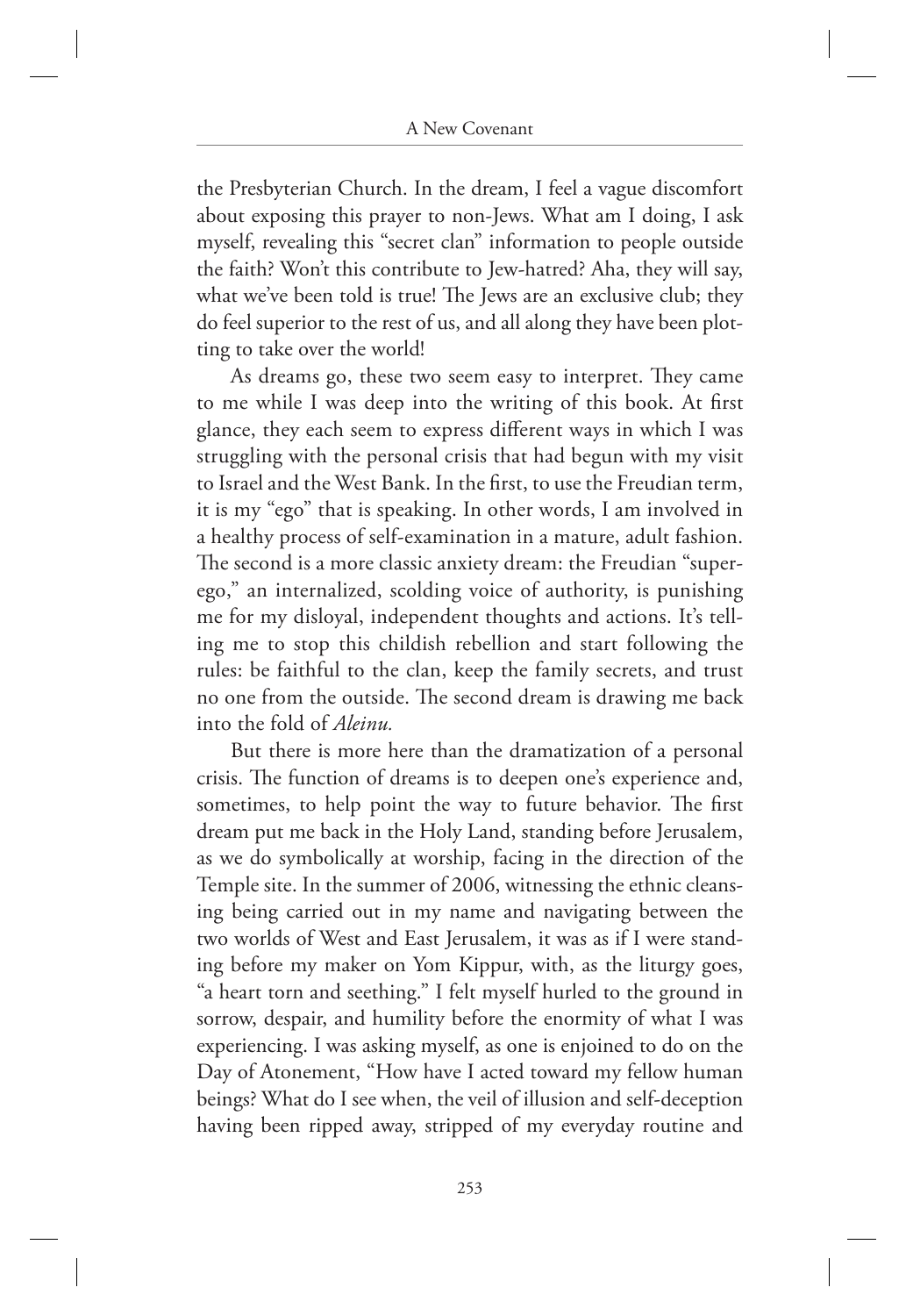the Presbyterian Church. In the dream, I feel a vague discomfort about exposing this prayer to non-Jews. What am I doing, I ask myself, revealing this "secret clan" information to people outside the faith? Won't this contribute to Jew-hatred? Aha, they will say, what we've been told is true! The Jews are an exclusive club; they do feel superior to the rest of us, and all along they have been plotting to take over the world!

As dreams go, these two seem easy to interpret. They came to me while I was deep into the writing of this book. At first glance, they each seem to express different ways in which I was struggling with the personal crisis that had begun with my visit to Israel and the West Bank. In the first, to use the Freudian term, it is my "ego" that is speaking. In other words, I am involved in a healthy process of self-examination in a mature, adult fashion. The second is a more classic anxiety dream: the Freudian "superego," an internalized, scolding voice of authority, is punishing me for my disloyal, independent thoughts and actions. It's telling me to stop this childish rebellion and start following the rules: be faithful to the clan, keep the family secrets, and trust no one from the outside. The second dream is drawing me back into the fold of *Aleinu.*

But there is more here than the dramatization of a personal crisis. The function of dreams is to deepen one's experience and, sometimes, to help point the way to future behavior. The first dream put me back in the Holy Land, standing before Jerusalem, as we do symbolically at worship, facing in the direction of the Temple site. In the summer of 2006, witnessing the ethnic cleansing being carried out in my name and navigating between the two worlds of West and East Jerusalem, it was as if I were standing before my maker on Yom Kippur, with, as the liturgy goes, "a heart torn and seething." I felt myself hurled to the ground in sorrow, despair, and humility before the enormity of what I was experiencing. I was asking myself, as one is enjoined to do on the Day of Atonement, "How have I acted toward my fellow human beings? What do I see when, the veil of illusion and self-deception having been ripped away, stripped of my everyday routine and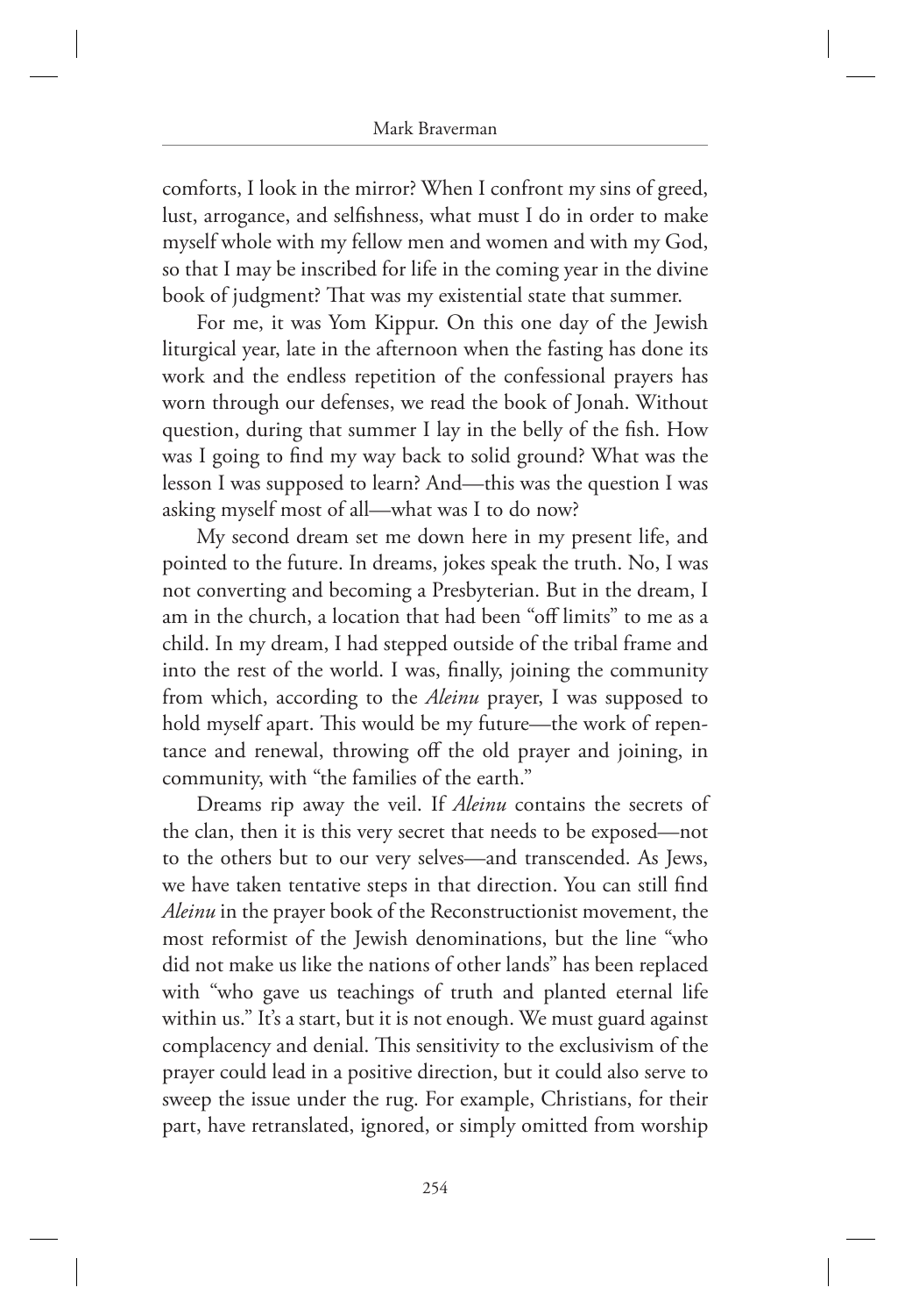comforts, I look in the mirror? When I confront my sins of greed, lust, arrogance, and selfishness, what must I do in order to make myself whole with my fellow men and women and with my God, so that I may be inscribed for life in the coming year in the divine book of judgment? That was my existential state that summer.

For me, it was Yom Kippur. On this one day of the Jewish liturgical year, late in the afternoon when the fasting has done its work and the endless repetition of the confessional prayers has worn through our defenses, we read the book of Jonah. Without question, during that summer I lay in the belly of the fish. How was I going to find my way back to solid ground? What was the lesson I was supposed to learn? And—this was the question I was asking myself most of all—what was I to do now?

My second dream set me down here in my present life, and pointed to the future. In dreams, jokes speak the truth. No, I was not converting and becoming a Presbyterian. But in the dream, I am in the church, a location that had been "off limits" to me as a child. In my dream, I had stepped outside of the tribal frame and into the rest of the world. I was, finally, joining the community from which, according to the *Aleinu* prayer, I was supposed to hold myself apart. This would be my future—the work of repentance and renewal, throwing off the old prayer and joining, in community, with "the families of the earth."

Dreams rip away the veil. If *Aleinu* contains the secrets of the clan, then it is this very secret that needs to be exposed—not to the others but to our very selves—and transcended. As Jews, we have taken tentative steps in that direction. You can still find *Aleinu* in the prayer book of the Reconstructionist movement, the most reformist of the Jewish denominations, but the line "who did not make us like the nations of other lands" has been replaced with "who gave us teachings of truth and planted eternal life within us." It's a start, but it is not enough. We must guard against complacency and denial. This sensitivity to the exclusivism of the prayer could lead in a positive direction, but it could also serve to sweep the issue under the rug. For example, Christians, for their part, have retranslated, ignored, or simply omitted from worship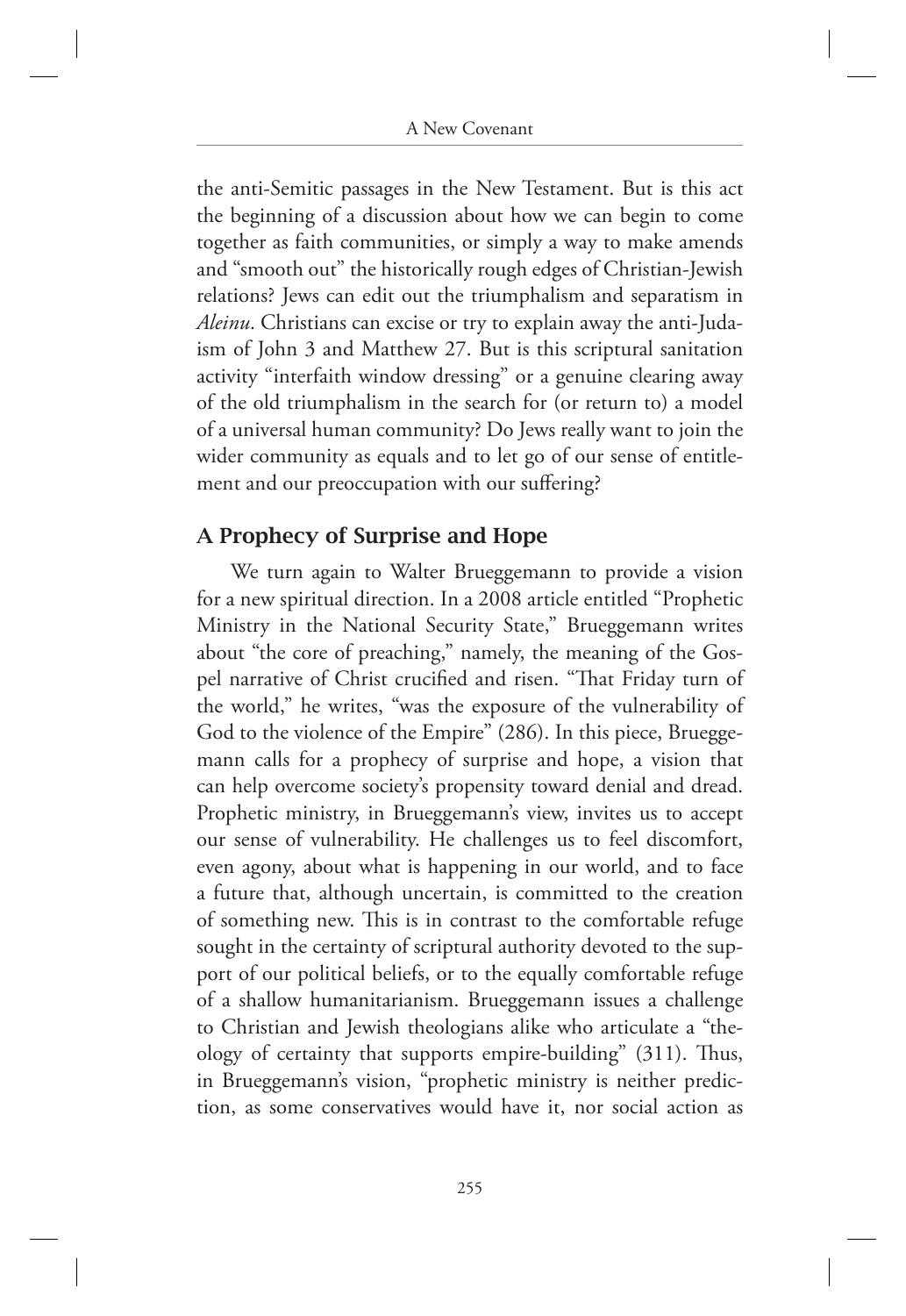the anti-Semitic passages in the New Testament. But is this act the beginning of a discussion about how we can begin to come together as faith communities, or simply a way to make amends and "smooth out" the historically rough edges of Christian-Jewish relations? Jews can edit out the triumphalism and separatism in *Aleinu*. Christians can excise or try to explain away the anti-Judaism of John 3 and Matthew 27. But is this scriptural sanitation activity "interfaith window dressing" or a genuine clearing away of the old triumphalism in the search for (or return to) a model of a universal human community? Do Jews really want to join the wider community as equals and to let go of our sense of entitlement and our preoccupation with our suffering?

## A Prophecy of Surprise and Hope

We turn again to Walter Brueggemann to provide a vision for a new spiritual direction. In a 2008 article entitled "Prophetic Ministry in the National Security State," Brueggemann writes about "the core of preaching," namely, the meaning of the Gospel narrative of Christ crucified and risen. "That Friday turn of the world," he writes, "was the exposure of the vulnerability of God to the violence of the Empire" (286). In this piece, Brueggemann calls for a prophecy of surprise and hope, a vision that can help overcome society's propensity toward denial and dread. Prophetic ministry, in Brueggemann's view, invites us to accept our sense of vulnerability. He challenges us to feel discomfort, even agony, about what is happening in our world, and to face a future that, although uncertain, is committed to the creation of something new. This is in contrast to the comfortable refuge sought in the certainty of scriptural authority devoted to the support of our political beliefs, or to the equally comfortable refuge of a shallow humanitarianism. Brueggemann issues a challenge to Christian and Jewish theologians alike who articulate a "theology of certainty that supports empire-building" (311). Thus, in Brueggemann's vision, "prophetic ministry is neither prediction, as some conservatives would have it, nor social action as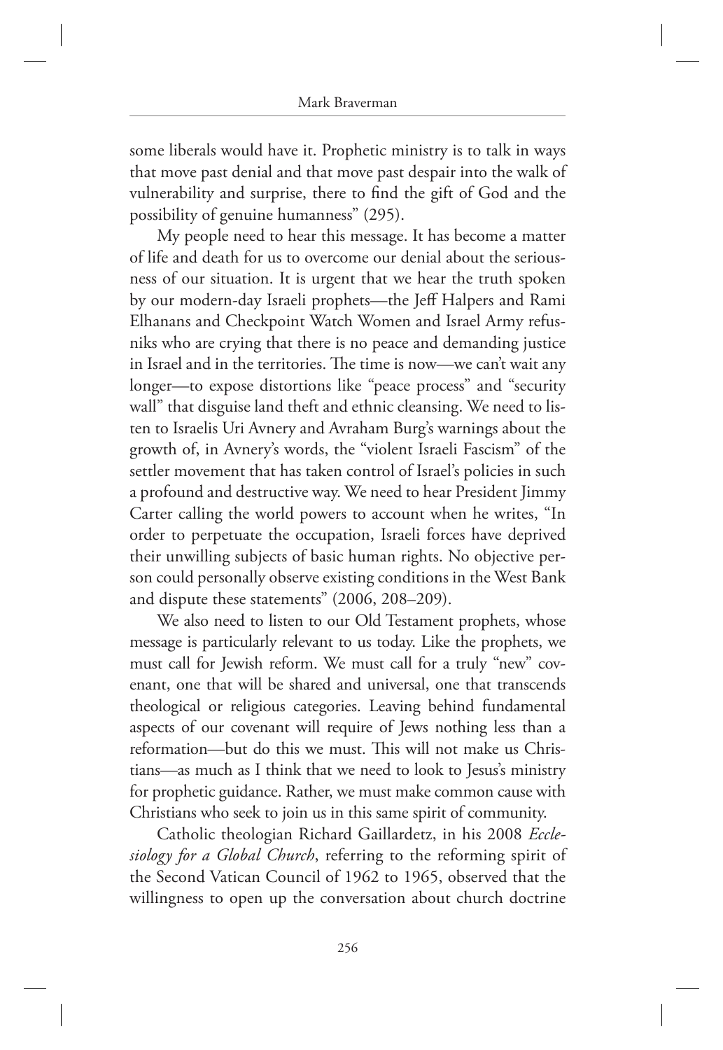some liberals would have it. Prophetic ministry is to talk in ways that move past denial and that move past despair into the walk of vulnerability and surprise, there to find the gift of God and the possibility of genuine humanness" (295).

My people need to hear this message. It has become a matter of life and death for us to overcome our denial about the seriousness of our situation. It is urgent that we hear the truth spoken by our modern-day Israeli prophets—the Jeff Halpers and Rami Elhanans and Checkpoint Watch Women and Israel Army refusniks who are crying that there is no peace and demanding justice in Israel and in the territories. The time is now—we can't wait any longer—to expose distortions like "peace process" and "security wall" that disguise land theft and ethnic cleansing. We need to listen to Israelis Uri Avnery and Avraham Burg's warnings about the growth of, in Avnery's words, the "violent Israeli Fascism" of the settler movement that has taken control of Israel's policies in such a profound and destructive way. We need to hear President Jimmy Carter calling the world powers to account when he writes, "In order to perpetuate the occupation, Israeli forces have deprived their unwilling subjects of basic human rights. No objective person could personally observe existing conditions in the West Bank and dispute these statements" (2006, 208–209).

We also need to listen to our Old Testament prophets, whose message is particularly relevant to us today. Like the prophets, we must call for Jewish reform. We must call for a truly "new" covenant, one that will be shared and universal, one that transcends theological or religious categories. Leaving behind fundamental aspects of our covenant will require of Jews nothing less than a reformation—but do this we must. This will not make us Christians—as much as I think that we need to look to Jesus's ministry for prophetic guidance. Rather, we must make common cause with Christians who seek to join us in this same spirit of community.

Catholic theologian Richard Gaillardetz, in his 2008 *Ecclesiology for a Global Church*, referring to the reforming spirit of the Second Vatican Council of 1962 to 1965, observed that the willingness to open up the conversation about church doctrine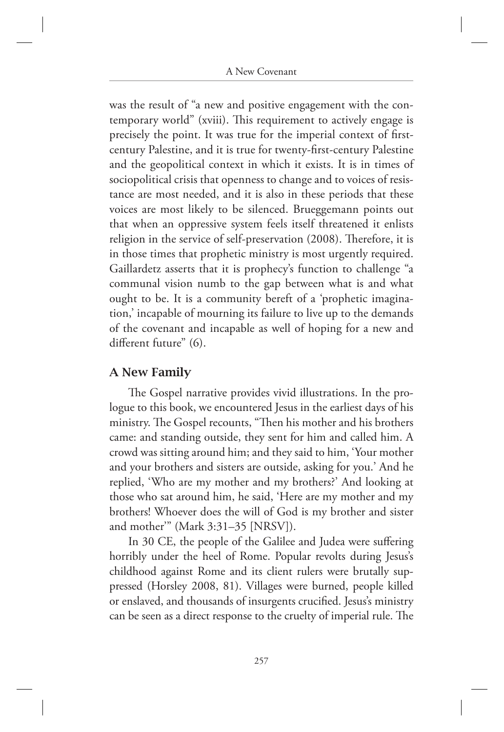was the result of "a new and positive engagement with the contemporary world" (xviii). This requirement to actively engage is precisely the point. It was true for the imperial context of first-century Palestine, and it is true for twenty-first-century Palestine and the geopolitical context in which it exists. It is in times of sociopolitical crisis that openness to change and to voices of resistance are most needed, and it is also in these periods that these voices are most likely to be silenced. Brueggemann points out that when an oppressive system feels itself threatened it enlists religion in the service of self-preservation (2008). Therefore, it is in those times that prophetic ministry is most urgently required. Gaillardetz asserts that it is prophecy's function to challenge "a communal vision numb to the gap between what is and what ought to be. It is a community bereft of a 'prophetic imagination,' incapable of mourning its failure to live up to the demands of the covenant and incapable as well of hoping for a new and different future" (6).

## A New Family

The Gospel narrative provides vivid illustrations. In the prologue to this book, we encountered Jesus in the earliest days of his ministry. The Gospel recounts, "Then his mother and his brothers came: and standing outside, they sent for him and called him. A crowd was sitting around him; and they said to him, 'Your mother and your brothers and sisters are outside, asking for you.' And he replied, 'Who are my mother and my brothers?' And looking at those who sat around him, he said, 'Here are my mother and my brothers! Whoever does the will of God is my brother and sister and mother'" (Mark 3:31–35 [NRSV]).

In 30 CE, the people of the Galilee and Judea were suffering horribly under the heel of Rome. Popular revolts during Jesus's childhood against Rome and its client rulers were brutally suppressed (Horsley 2008, 81). Villages were burned, people killed or enslaved, and thousands of insurgents crucified. Jesus's ministry can be seen as a direct response to the cruelty of imperial rule. The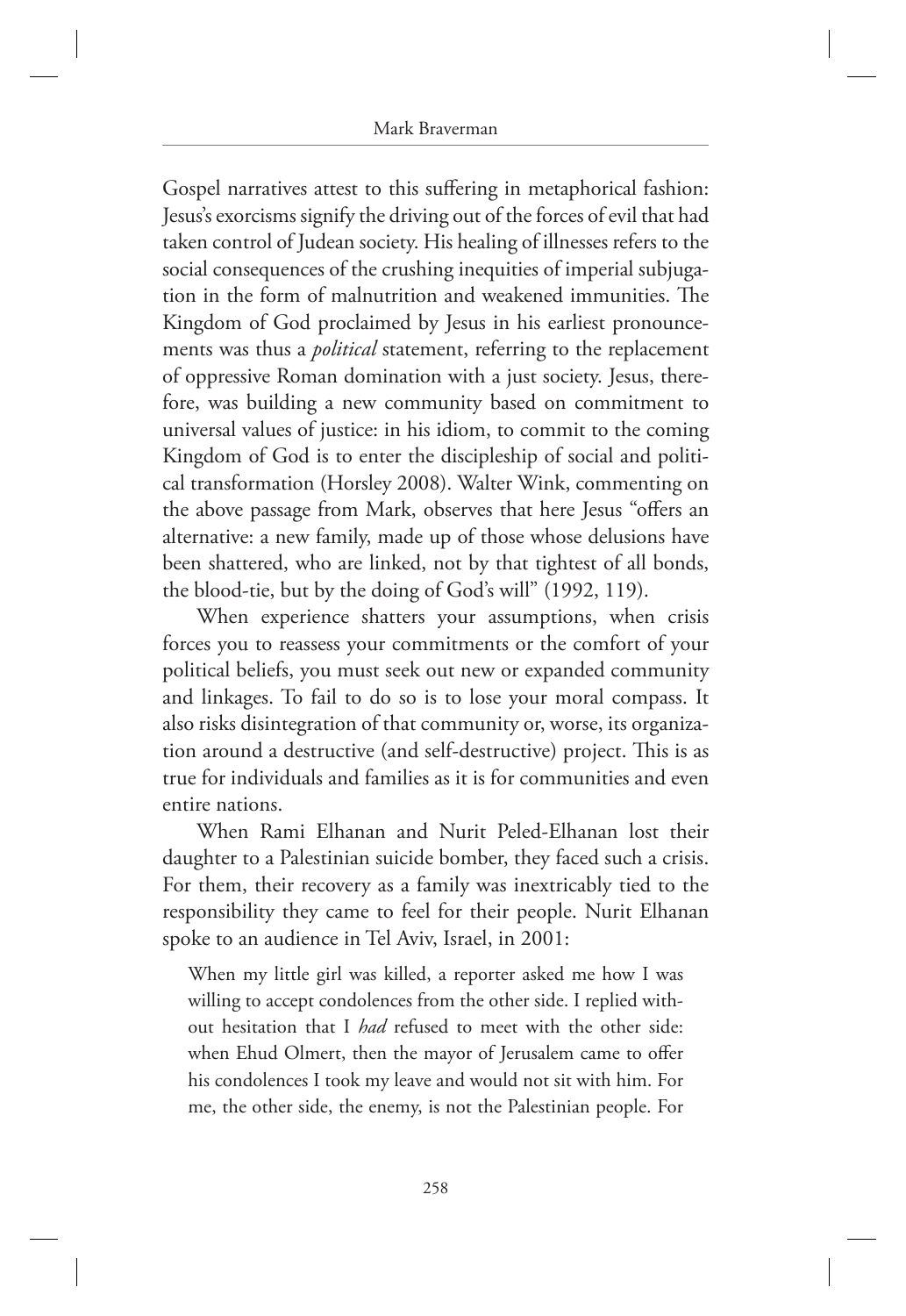Gospel narratives attest to this suffering in metaphorical fashion: Jesus's exorcisms signify the driving out of the forces of evil that had taken control of Judean society. His healing of illnesses refers to the social consequences of the crushing inequities of imperial subjugation in the form of malnutrition and weakened immunities. The Kingdom of God proclaimed by Jesus in his earliest pronouncements was thus a *political* statement, referring to the replacement of oppressive Roman domination with a just society. Jesus, therefore, was building a new community based on commitment to universal values of justice: in his idiom, to commit to the coming Kingdom of God is to enter the discipleship of social and political transformation (Horsley 2008). Walter Wink, commenting on the above passage from Mark, observes that here Jesus "offers an alternative: a new family, made up of those whose delusions have been shattered, who are linked, not by that tightest of all bonds, the blood-tie, but by the doing of God's will" (1992, 119).

When experience shatters your assumptions, when crisis forces you to reassess your commitments or the comfort of your political beliefs, you must seek out new or expanded community and linkages. To fail to do so is to lose your moral compass. It also risks disintegration of that community or, worse, its organization around a destructive (and self-destructive) project. This is as true for individuals and families as it is for communities and even entire nations.

When Rami Elhanan and Nurit Peled-Elhanan lost their daughter to a Palestinian suicide bomber, they faced such a crisis. For them, their recovery as a family was inextricably tied to the responsibility they came to feel for their people. Nurit Elhanan spoke to an audience in Tel Aviv, Israel, in 2001:

> When my little girl was killed, a reporter asked me how I was willing to accept condolences from the other side. I replied without hesitation that I *had* refused to meet with the other side: when Ehud Olmert, then the mayor of Jerusalem came to offer his condolences I took my leave and would not sit with him. For me, the other side, the enemy, is not the Palestinian people. For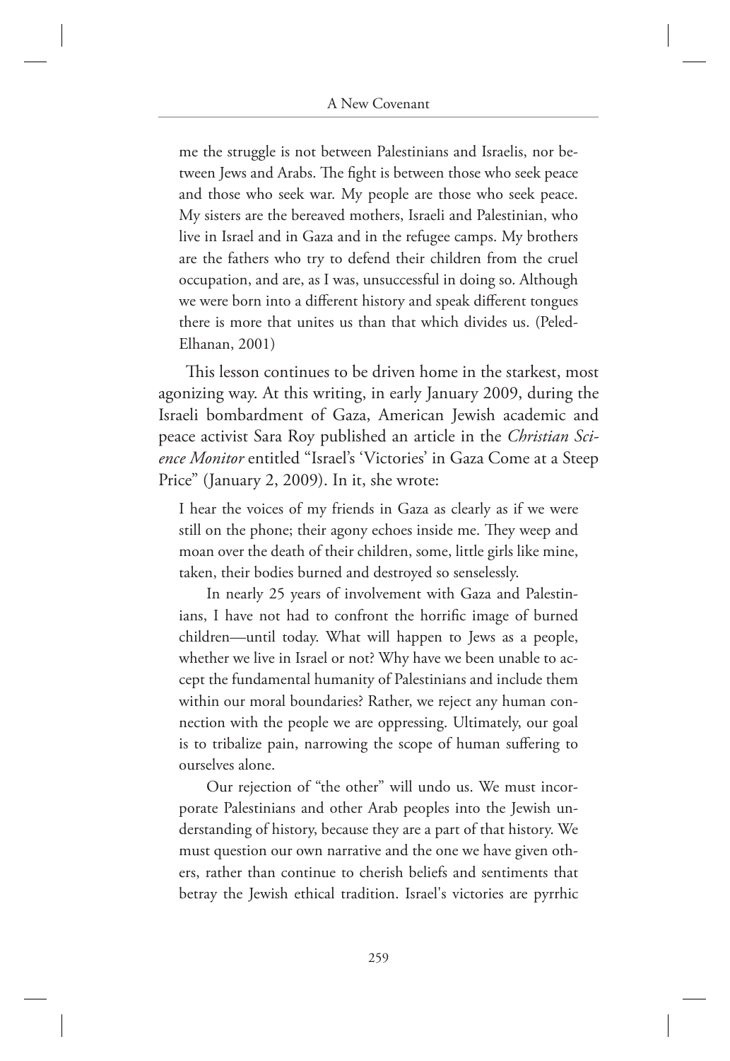me the struggle is not between Palestinians and Israelis, nor between Jews and Arabs. The fight is between those who seek peace and those who seek war. My people are those who seek peace. My sisters are the bereaved mothers, Israeli and Palestinian, who live in Israel and in Gaza and in the refugee camps. My brothers are the fathers who try to defend their children from the cruel occupation, and are, as I was, unsuccessful in doing so. Although we were born into a different history and speak different tongues there is more that unites us than that which divides us. (Peled-Elhanan, 2001)

This lesson continues to be driven home in the starkest, most agonizing way. At this writing, in early January 2009, during the Israeli bombardment of Gaza, American Jewish academic and peace activist Sara Roy published an article in the *Christian Science Monitor* entitled "Israel's 'Victories' in Gaza Come at a Steep Price" (January 2, 2009). In it, she wrote:

> I hear the voices of my friends in Gaza as clearly as if we were still on the phone; their agony echoes inside me. They weep and moan over the death of their children, some, little girls like mine, taken, their bodies burned and destroyed so senselessly.
>
> In nearly 25 years of involvement with Gaza and Palestinians, I have not had to confront the horrific image of burned children—until today. What will happen to Jews as a people, whether we live in Israel or not? Why have we been unable to accept the fundamental humanity of Palestinians and include them within our moral boundaries? Rather, we reject any human connection with the people we are oppressing. Ultimately, our goal is to tribalize pain, narrowing the scope of human suffering to ourselves alone.
>
> Our rejection of "the other" will undo us. We must incorporate Palestinians and other Arab peoples into the Jewish understanding of history, because they are a part of that history. We must question our own narrative and the one we have given others, rather than continue to cherish beliefs and sentiments that betray the Jewish ethical tradition. Israel's victories are pyrrhic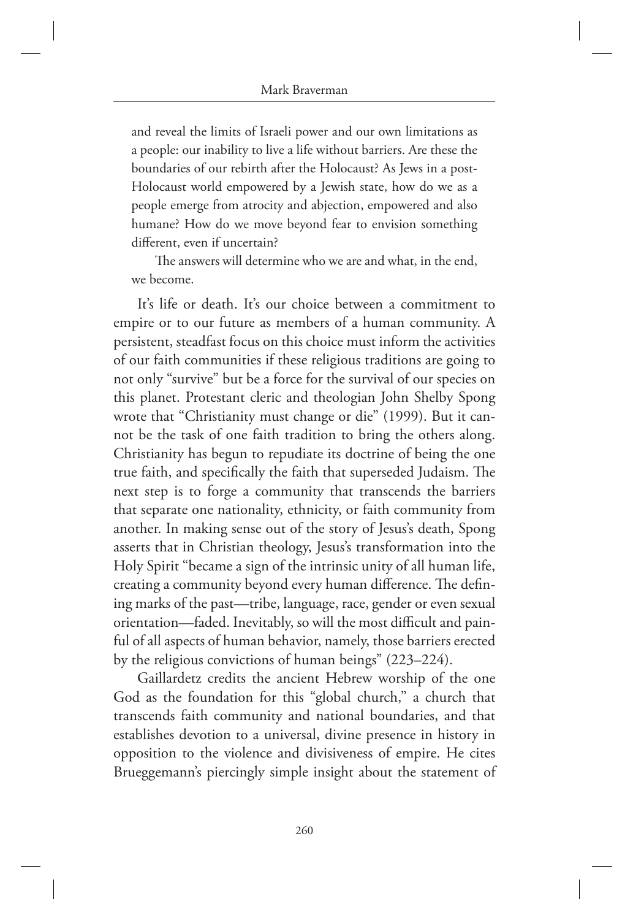and reveal the limits of Israeli power and our own limitations as a people: our inability to live a life without barriers. Are these the boundaries of our rebirth after the Holocaust? As Jews in a post-Holocaust world empowered by a Jewish state, how do we as a people emerge from atrocity and abjection, empowered and also humane? How do we move beyond fear to envision something different, even if uncertain?

The answers will determine who we are and what, in the end, we become.

It's life or death. It's our choice between a commitment to empire or to our future as members of a human community. A persistent, steadfast focus on this choice must inform the activities of our faith communities if these religious traditions are going to not only "survive" but be a force for the survival of our species on this planet. Protestant cleric and theologian John Shelby Spong wrote that "Christianity must change or die" (1999). But it cannot be the task of one faith tradition to bring the others along. Christianity has begun to repudiate its doctrine of being the one true faith, and specifically the faith that superseded Judaism. The next step is to forge a community that transcends the barriers that separate one nationality, ethnicity, or faith community from another. In making sense out of the story of Jesus's death, Spong asserts that in Christian theology, Jesus's transformation into the Holy Spirit "became a sign of the intrinsic unity of all human life, creating a community beyond every human difference. The defining marks of the past—tribe, language, race, gender or even sexual orientation—faded. Inevitably, so will the most difficult and painful of all aspects of human behavior, namely, those barriers erected by the religious convictions of human beings" (223–224).

Gaillardetz credits the ancient Hebrew worship of the one God as the foundation for this "global church," a church that transcends faith community and national boundaries, and that establishes devotion to a universal, divine presence in history in opposition to the violence and divisiveness of empire. He cites Brueggemann's piercingly simple insight about the statement of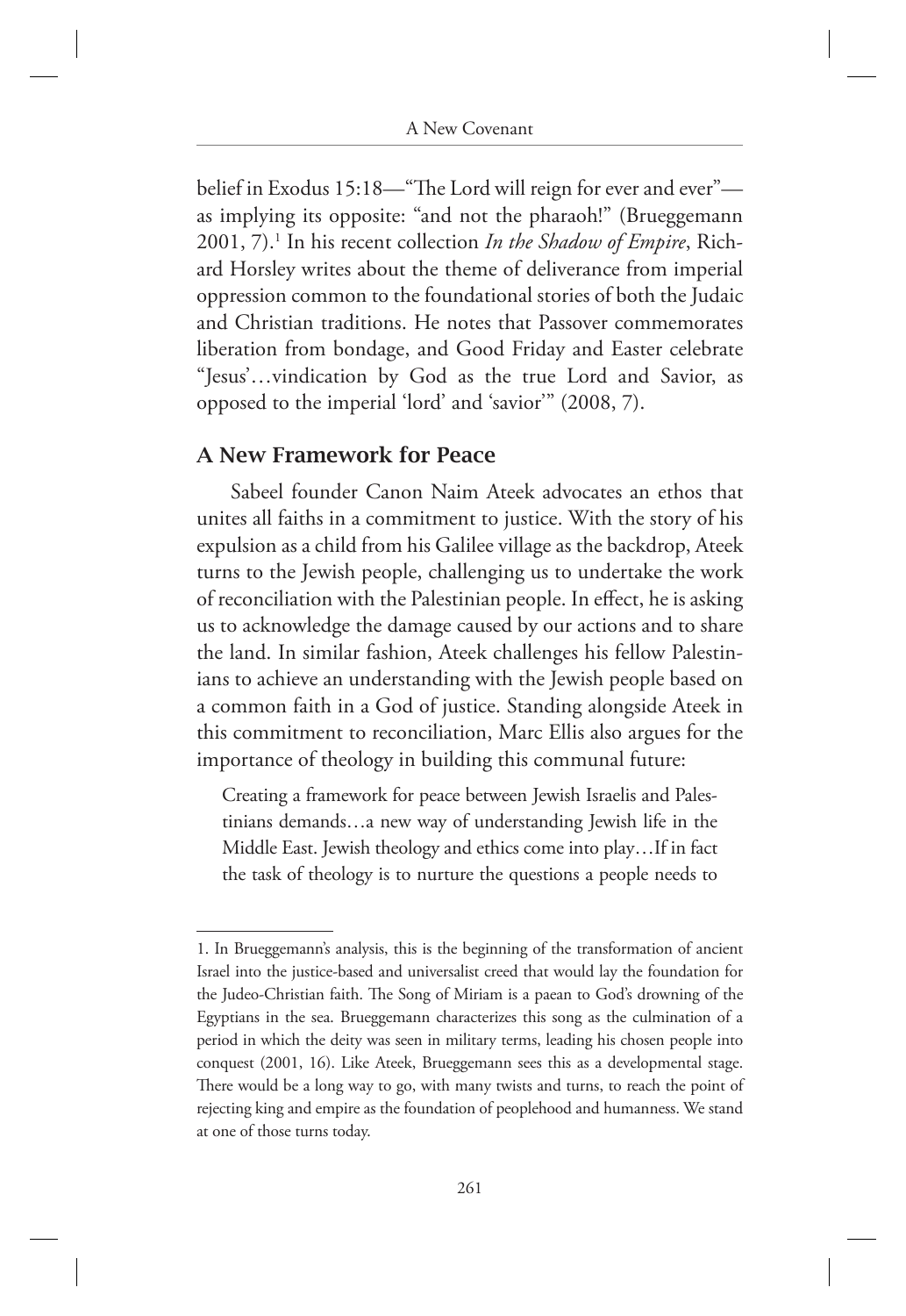belief in Exodus 15:18—"The Lord will reign for ever and ever"—as implying its opposite: "and not the pharaoh!" (Brueggemann 2001, 7).[1] In his recent collection *In the Shadow of Empire*, Richard Horsley writes about the theme of deliverance from imperial oppression common to the foundational stories of both the Judaic and Christian traditions. He notes that Passover commemorates liberation from bondage, and Good Friday and Easter celebrate "Jesus'…vindication by God as the true Lord and Savior, as opposed to the imperial 'lord' and 'savior'" (2008, 7).

## A New Framework for Peace

Sabeel founder Canon Naim Ateek advocates an ethos that unites all faiths in a commitment to justice. With the story of his expulsion as a child from his Galilee village as the backdrop, Ateek turns to the Jewish people, challenging us to undertake the work of reconciliation with the Palestinian people. In effect, he is asking us to acknowledge the damage caused by our actions and to share the land. In similar fashion, Ateek challenges his fellow Palestinians to achieve an understanding with the Jewish people based on a common faith in a God of justice. Standing alongside Ateek in this commitment to reconciliation, Marc Ellis also argues for the importance of theology in building this communal future:

> Creating a framework for peace between Jewish Israelis and Palestinians demands…a new way of understanding Jewish life in the Middle East. Jewish theology and ethics come into play…If in fact the task of theology is to nurture the questions a people needs to

---

1. In Brueggemann's analysis, this is the beginning of the transformation of ancient Israel into the justice-based and universalist creed that would lay the foundation for the Judeo-Christian faith. The Song of Miriam is a paean to God's drowning of the Egyptians in the sea. Brueggemann characterizes this song as the culmination of a period in which the deity was seen in military terms, leading his chosen people into conquest (2001, 16). Like Ateek, Brueggemann sees this as a developmental stage. There would be a long way to go, with many twists and turns, to reach the point of rejecting king and empire as the foundation of peoplehood and humanness. We stand at one of those turns today.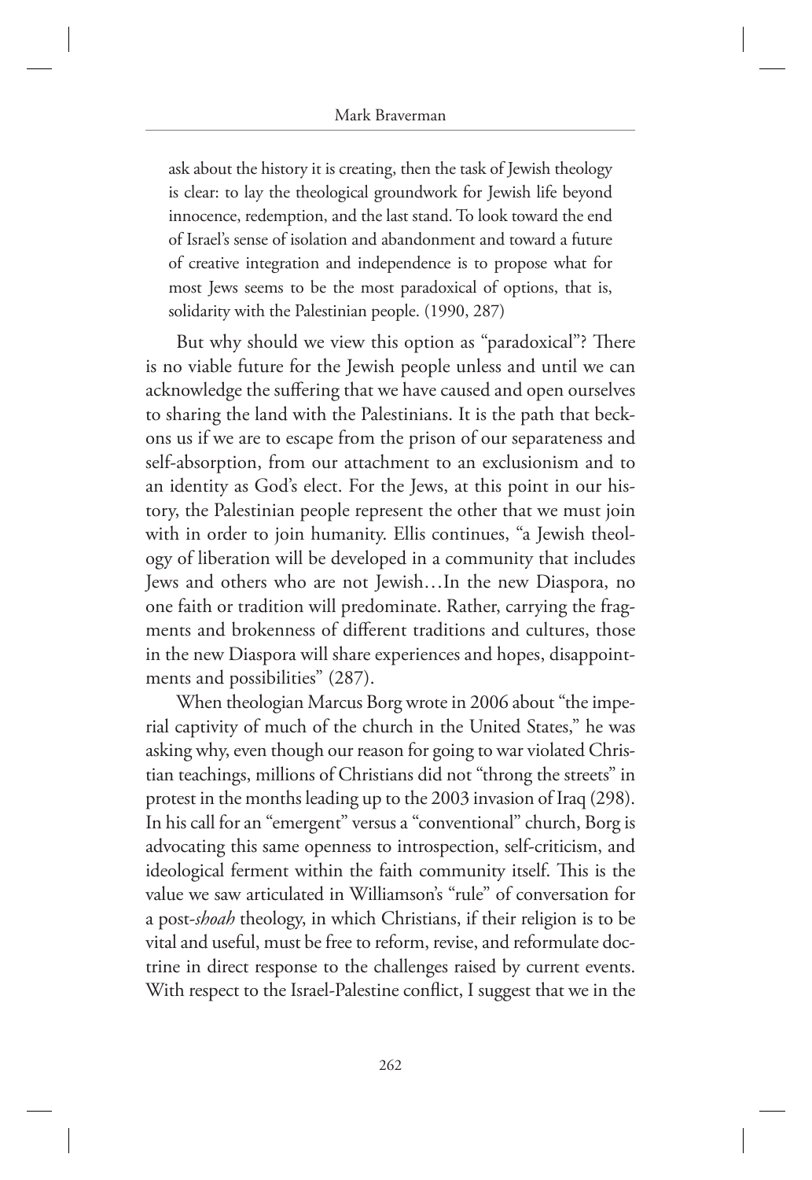> ask about the history it is creating, then the task of Jewish theology is clear: to lay the theological groundwork for Jewish life beyond innocence, redemption, and the last stand. To look toward the end of Israel's sense of isolation and abandonment and toward a future of creative integration and independence is to propose what for most Jews seems to be the most paradoxical of options, that is, solidarity with the Palestinian people. (1990, 287)

But why should we view this option as "paradoxical"? There is no viable future for the Jewish people unless and until we can acknowledge the suffering that we have caused and open ourselves to sharing the land with the Palestinians. It is the path that beckons us if we are to escape from the prison of our separateness and self-absorption, from our attachment to an exclusionism and to an identity as God's elect. For the Jews, at this point in our history, the Palestinian people represent the other that we must join with in order to join humanity. Ellis continues, "a Jewish theology of liberation will be developed in a community that includes Jews and others who are not Jewish…In the new Diaspora, no one faith or tradition will predominate. Rather, carrying the fragments and brokenness of different traditions and cultures, those in the new Diaspora will share experiences and hopes, disappointments and possibilities" (287).

When theologian Marcus Borg wrote in 2006 about "the imperial captivity of much of the church in the United States," he was asking why, even though our reason for going to war violated Christian teachings, millions of Christians did not "throng the streets" in protest in the months leading up to the 2003 invasion of Iraq (298). In his call for an "emergent" versus a "conventional" church, Borg is advocating this same openness to introspection, self-criticism, and ideological ferment within the faith community itself. This is the value we saw articulated in Williamson's "rule" of conversation for a post-*shoah* theology, in which Christians, if their religion is to be vital and useful, must be free to reform, revise, and reformulate doctrine in direct response to the challenges raised by current events. With respect to the Israel-Palestine conflict, I suggest that we in the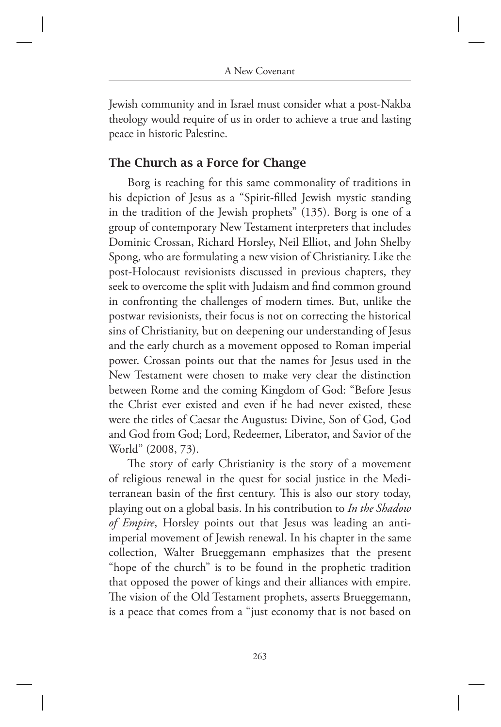Jewish community and in Israel must consider what a post-Nakba theology would require of us in order to achieve a true and lasting peace in historic Palestine.

## The Church as a Force for Change

Borg is reaching for this same commonality of traditions in his depiction of Jesus as a "Spirit-filled Jewish mystic standing in the tradition of the Jewish prophets" (135). Borg is one of a group of contemporary New Testament interpreters that includes Dominic Crossan, Richard Horsley, Neil Elliot, and John Shelby Spong, who are formulating a new vision of Christianity. Like the post-Holocaust revisionists discussed in previous chapters, they seek to overcome the split with Judaism and find common ground in confronting the challenges of modern times. But, unlike the postwar revisionists, their focus is not on correcting the historical sins of Christianity, but on deepening our understanding of Jesus and the early church as a movement opposed to Roman imperial power. Crossan points out that the names for Jesus used in the New Testament were chosen to make very clear the distinction between Rome and the coming Kingdom of God: "Before Jesus the Christ ever existed and even if he had never existed, these were the titles of Caesar the Augustus: Divine, Son of God, God and God from God; Lord, Redeemer, Liberator, and Savior of the World" (2008, 73).

The story of early Christianity is the story of a movement of religious renewal in the quest for social justice in the Mediterranean basin of the first century. This is also our story today, playing out on a global basis. In his contribution to *In the Shadow of Empire*, Horsley points out that Jesus was leading an anti-imperial movement of Jewish renewal. In his chapter in the same collection, Walter Brueggemann emphasizes that the present "hope of the church" is to be found in the prophetic tradition that opposed the power of kings and their alliances with empire. The vision of the Old Testament prophets, asserts Brueggemann, is a peace that comes from a "just economy that is not based on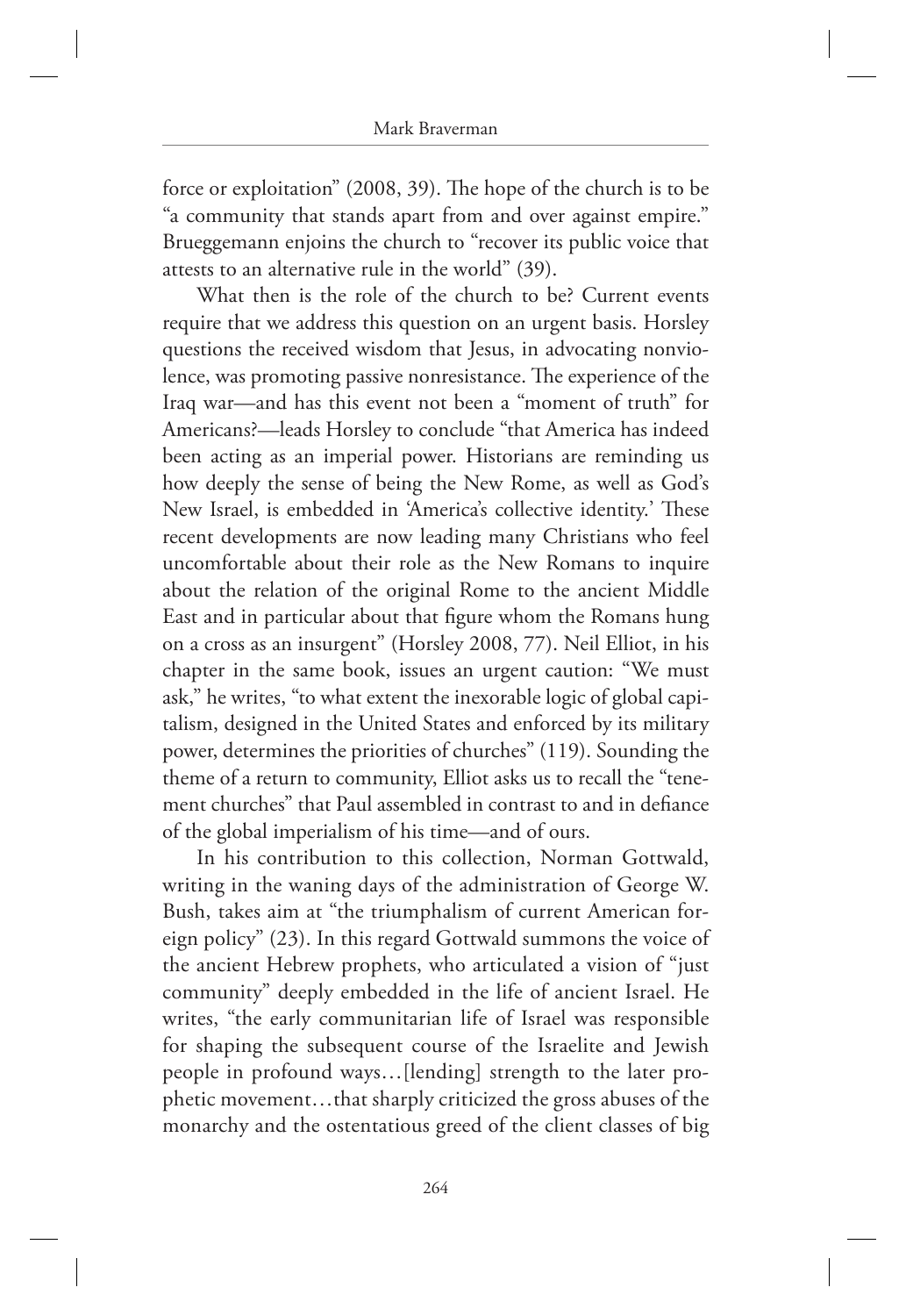force or exploitation" (2008, 39). The hope of the church is to be "a community that stands apart from and over against empire." Brueggemann enjoins the church to "recover its public voice that attests to an alternative rule in the world" (39).

What then is the role of the church to be? Current events require that we address this question on an urgent basis. Horsley questions the received wisdom that Jesus, in advocating nonviolence, was promoting passive nonresistance. The experience of the Iraq war—and has this event not been a "moment of truth" for Americans?—leads Horsley to conclude "that America has indeed been acting as an imperial power. Historians are reminding us how deeply the sense of being the New Rome, as well as God's New Israel, is embedded in 'America's collective identity.' These recent developments are now leading many Christians who feel uncomfortable about their role as the New Romans to inquire about the relation of the original Rome to the ancient Middle East and in particular about that figure whom the Romans hung on a cross as an insurgent" (Horsley 2008, 77). Neil Elliot, in his chapter in the same book, issues an urgent caution: "We must ask," he writes, "to what extent the inexorable logic of global capitalism, designed in the United States and enforced by its military power, determines the priorities of churches" (119). Sounding the theme of a return to community, Elliot asks us to recall the "tenement churches" that Paul assembled in contrast to and in defiance of the global imperialism of his time—and of ours.

In his contribution to this collection, Norman Gottwald, writing in the waning days of the administration of George W. Bush, takes aim at "the triumphalism of current American foreign policy" (23). In this regard Gottwald summons the voice of the ancient Hebrew prophets, who articulated a vision of "just community" deeply embedded in the life of ancient Israel. He writes, "the early communitarian life of Israel was responsible for shaping the subsequent course of the Israelite and Jewish people in profound ways…[lending] strength to the later prophetic movement…that sharply criticized the gross abuses of the monarchy and the ostentatious greed of the client classes of big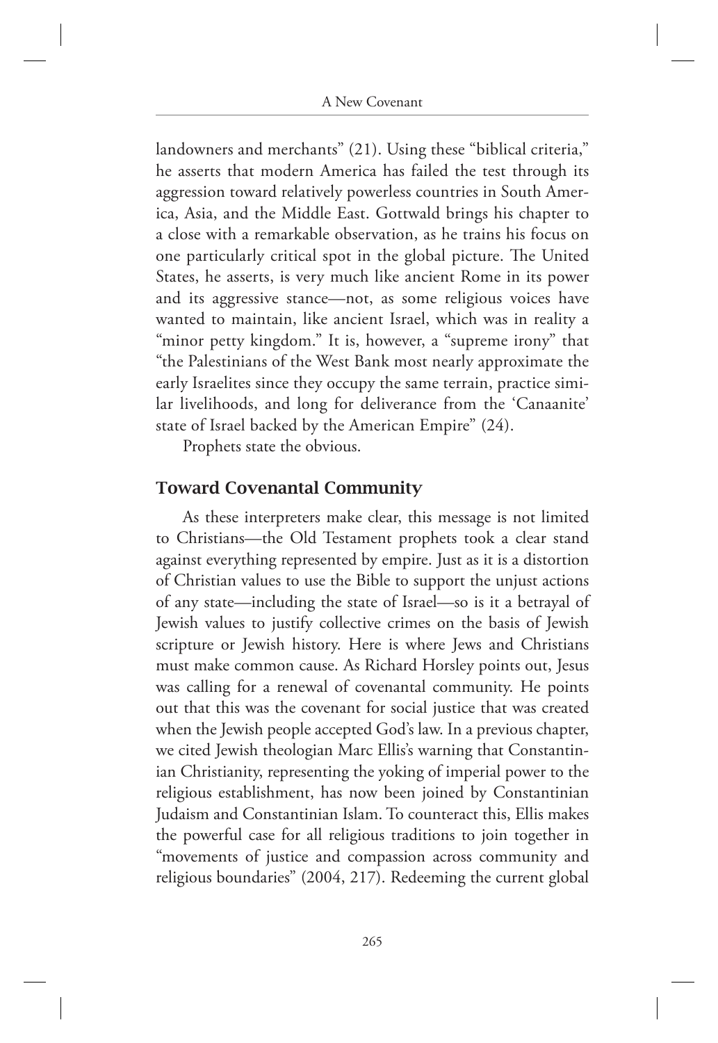landowners and merchants" (21). Using these "biblical criteria," he asserts that modern America has failed the test through its aggression toward relatively powerless countries in South America, Asia, and the Middle East. Gottwald brings his chapter to a close with a remarkable observation, as he trains his focus on one particularly critical spot in the global picture. The United States, he asserts, is very much like ancient Rome in its power and its aggressive stance—not, as some religious voices have wanted to maintain, like ancient Israel, which was in reality a "minor petty kingdom." It is, however, a "supreme irony" that "the Palestinians of the West Bank most nearly approximate the early Israelites since they occupy the same terrain, practice similar livelihoods, and long for deliverance from the 'Canaanite' state of Israel backed by the American Empire" (24).

Prophets state the obvious.

## Toward Covenantal Community

As these interpreters make clear, this message is not limited to Christians—the Old Testament prophets took a clear stand against everything represented by empire. Just as it is a distortion of Christian values to use the Bible to support the unjust actions of any state—including the state of Israel—so is it a betrayal of Jewish values to justify collective crimes on the basis of Jewish scripture or Jewish history. Here is where Jews and Christians must make common cause. As Richard Horsley points out, Jesus was calling for a renewal of covenantal community. He points out that this was the covenant for social justice that was created when the Jewish people accepted God's law. In a previous chapter, we cited Jewish theologian Marc Ellis's warning that Constantinian Christianity, representing the yoking of imperial power to the religious establishment, has now been joined by Constantinian Judaism and Constantinian Islam. To counteract this, Ellis makes the powerful case for all religious traditions to join together in "movements of justice and compassion across community and religious boundaries" (2004, 217). Redeeming the current global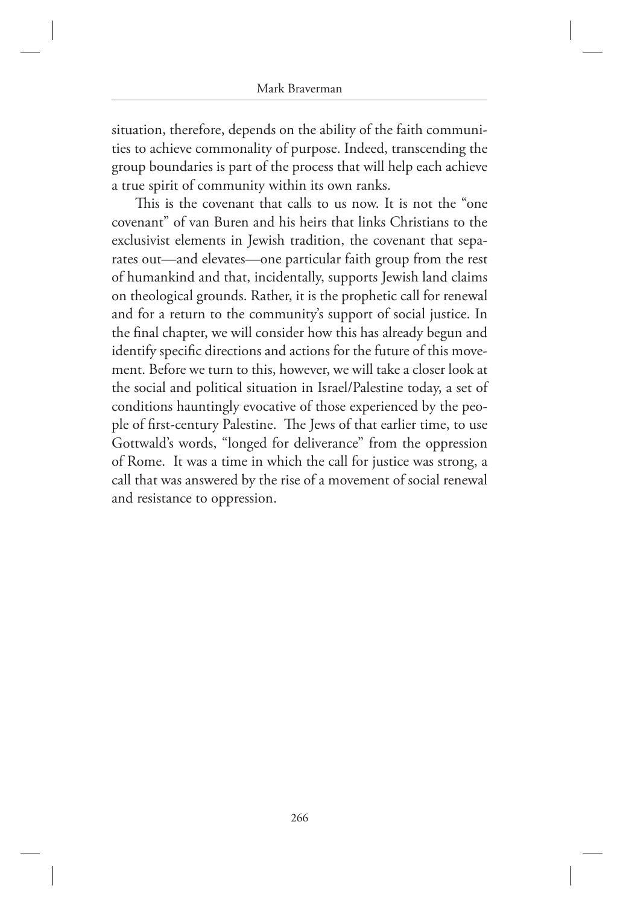situation, therefore, depends on the ability of the faith communities to achieve commonality of purpose. Indeed, transcending the group boundaries is part of the process that will help each achieve a true spirit of community within its own ranks.

This is the covenant that calls to us now. It is not the "one covenant" of van Buren and his heirs that links Christians to the exclusivist elements in Jewish tradition, the covenant that separates out—and elevates—one particular faith group from the rest of humankind and that, incidentally, supports Jewish land claims on theological grounds. Rather, it is the prophetic call for renewal and for a return to the community's support of social justice. In the final chapter, we will consider how this has already begun and identify specific directions and actions for the future of this movement. Before we turn to this, however, we will take a closer look at the social and political situation in Israel/Palestine today, a set of conditions hauntingly evocative of those experienced by the people of first-century Palestine. The Jews of that earlier time, to use Gottwald's words, "longed for deliverance" from the oppression of Rome. It was a time in which the call for justice was strong, a call that was answered by the rise of a movement of social renewal and resistance to oppression.